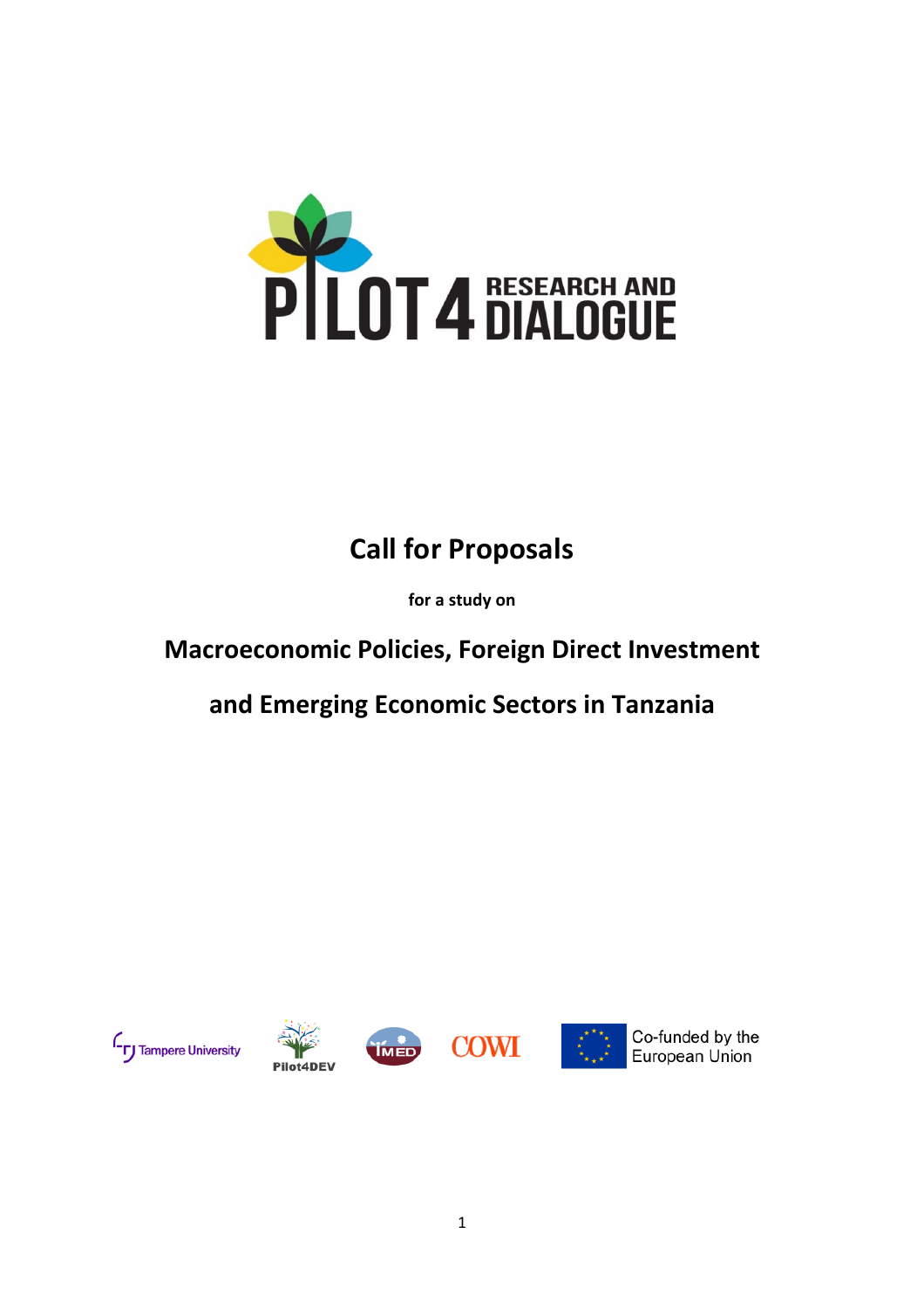# Call for Proposals

**for a study on**

## Macroeconomic Policies, Foreign Direct Investment and Emerging Economic Sectors in Tanzania

Co-funded by the European Union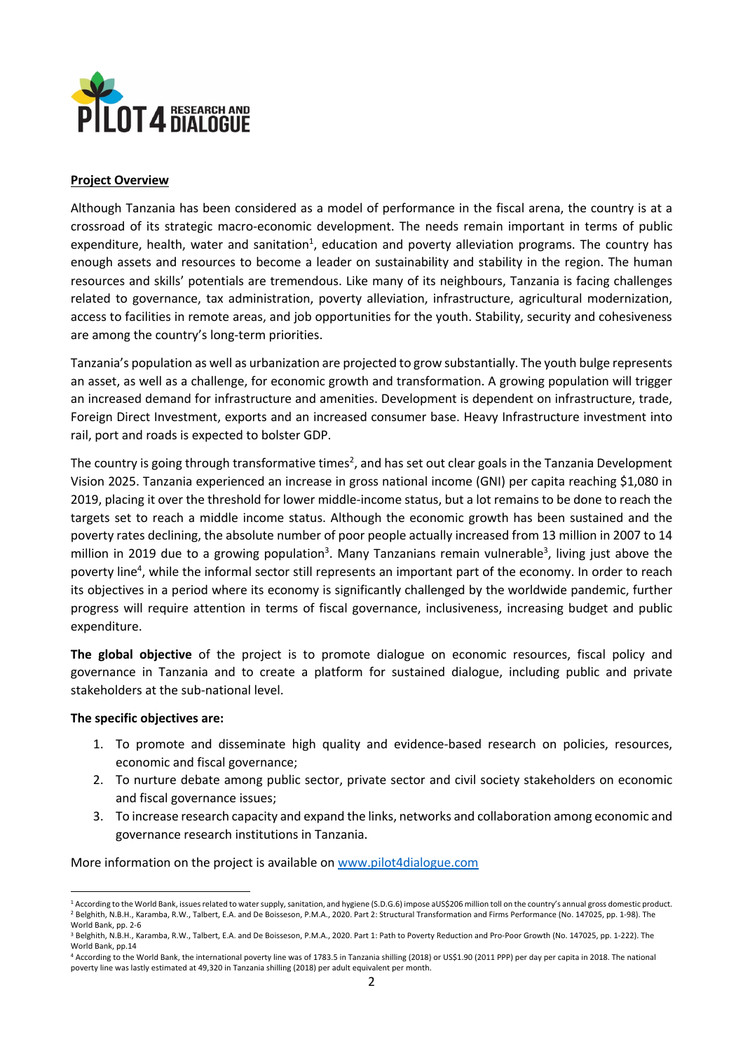**Project Overview**

Although Tanzania has been considered as a model of performance in the fiscal arena, the country is at a crossroad of its strategic macro-economic development. The needs remain important in terms of public expenditure, health, water and sanitation[1], education and poverty alleviation programs. The country has enough assets and resources to become a leader on sustainability and stability in the region. The human resources and skills' potentials are tremendous. Like many of its neighbours, Tanzania is facing challenges related to governance, tax administration, poverty alleviation, infrastructure, agricultural modernization, access to facilities in remote areas, and job opportunities for the youth. Stability, security and cohesiveness are among the country's long-term priorities.

Tanzania's population as well as urbanization are projected to grow substantially. The youth bulge represents an asset, as well as a challenge, for economic growth and transformation. A growing population will trigger an increased demand for infrastructure and amenities. Development is dependent on infrastructure, trade, Foreign Direct Investment, exports and an increased consumer base. Heavy Infrastructure investment into rail, port and roads is expected to bolster GDP.

The country is going through transformative times[2], and has set out clear goals in the Tanzania Development Vision 2025. Tanzania experienced an increase in gross national income (GNI) per capita reaching $1,080 in 2019, placing it over the threshold for lower middle-income status, but a lot remains to be done to reach the targets set to reach a middle income status. Although the economic growth has been sustained and the poverty rates declining, the absolute number of poor people actually increased from 13 million in 2007 to 14 million in 2019 due to a growing population[3]. Many Tanzanians remain vulnerable[3], living just above the poverty line[4], while the informal sector still represents an important part of the economy. In order to reach its objectives in a period where its economy is significantly challenged by the worldwide pandemic, further progress will require attention in terms of fiscal governance, inclusiveness, increasing budget and public expenditure.

**The global objective** of the project is to promote dialogue on economic resources, fiscal policy and governance in Tanzania and to create a platform for sustained dialogue, including public and private stakeholders at the sub-national level.

**The specific objectives are:**

1. To promote and disseminate high quality and evidence-based research on policies, resources, economic and fiscal governance;
2. To nurture debate among public sector, private sector and civil society stakeholders on economic and fiscal governance issues;
3. To increase research capacity and expand the links, networks and collaboration among economic and governance research institutions in Tanzania.

More information on the project is available on [www.pilot4dialogue.com](www.pilot4dialogue.com)

---

[1] According to the World Bank, issues related to water supply, sanitation, and hygiene (S.D.G.6) impose aUS$206 million toll on the country's annual gross domestic product.

[2] Belghith, N.B.H., Karamba, R.W., Talbert, E.A. and De Boisseson, P.M.A., 2020. Part 2: Structural Transformation and Firms Performance (No. 147025, pp. 1-98). The World Bank, pp. 2-6

[3] Belghith, N.B.H., Karamba, R.W., Talbert, E.A. and De Boisseson, P.M.A., 2020. Part 1: Path to Poverty Reduction and Pro-Poor Growth (No. 147025, pp. 1-222). The World Bank, pp.14

[4] According to the World Bank, the international poverty line was of 1783.5 in Tanzania shilling (2018) or US$1.90 (2011 PPP) per day per capita in 2018. The national poverty line was lastly estimated at 49,320 in Tanzania shilling (2018) per adult equivalent per month.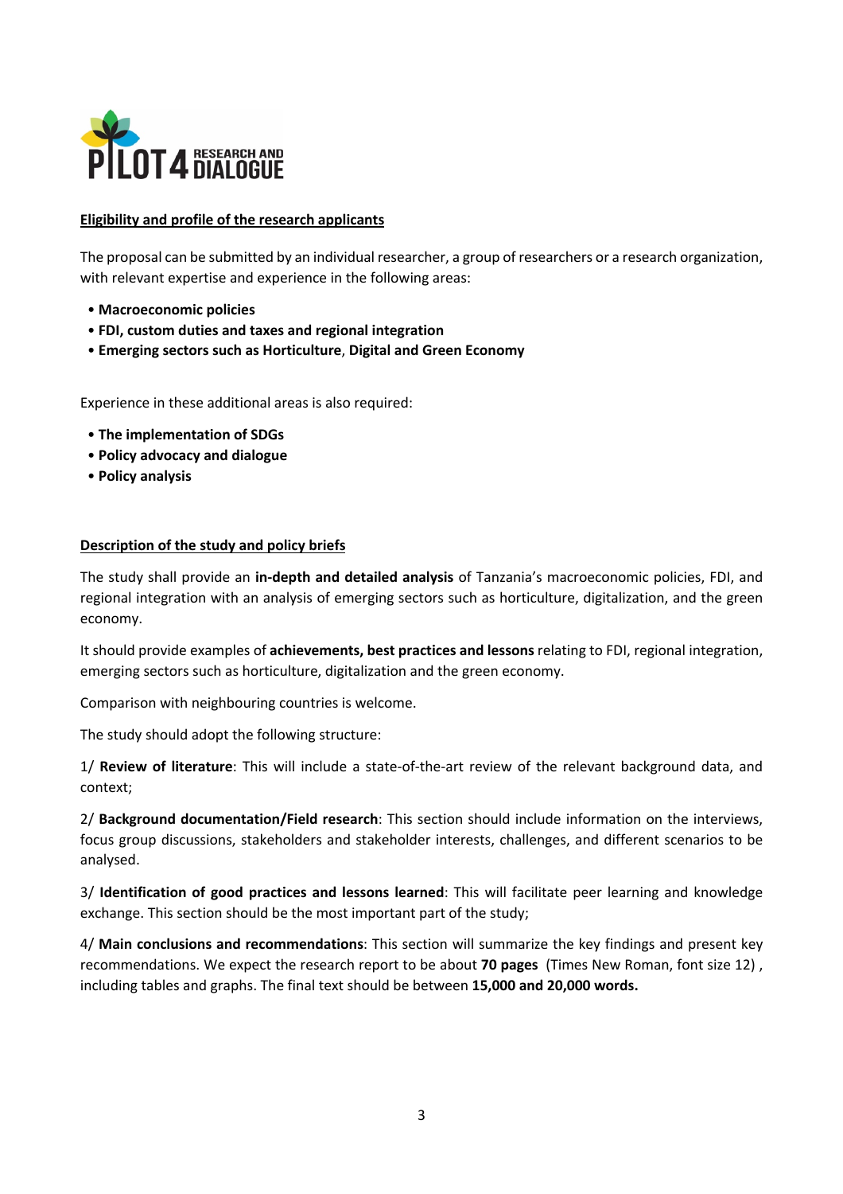## Eligibility and profile of the research applicants

The proposal can be submitted by an individual researcher, a group of researchers or a research organization, with relevant expertise and experience in the following areas:

- **Macroeconomic policies**
- **FDI, custom duties and taxes and regional integration**
- **Emerging sectors such as Horticulture**, **Digital and Green Economy**

Experience in these additional areas is also required:

- **The implementation of SDGs**
- **Policy advocacy and dialogue**
- **Policy analysis**

## Description of the study and policy briefs

The study shall provide an **in-depth and detailed analysis** of Tanzania's macroeconomic policies, FDI, and regional integration with an analysis of emerging sectors such as horticulture, digitalization, and the green economy.

It should provide examples of **achievements, best practices and lessons** relating to FDI, regional integration, emerging sectors such as horticulture, digitalization and the green economy.

Comparison with neighbouring countries is welcome.

The study should adopt the following structure:

1/ **Review of literature**: This will include a state-of-the-art review of the relevant background data, and context;

2/ **Background documentation/Field research**: This section should include information on the interviews, focus group discussions, stakeholders and stakeholder interests, challenges, and different scenarios to be analysed.

3/ **Identification of good practices and lessons learned**: This will facilitate peer learning and knowledge exchange. This section should be the most important part of the study;

4/ **Main conclusions and recommendations**: This section will summarize the key findings and present key recommendations. We expect the research report to be about **70 pages** (Times New Roman, font size 12) , including tables and graphs. The final text should be between **15,000 and 20,000 words.**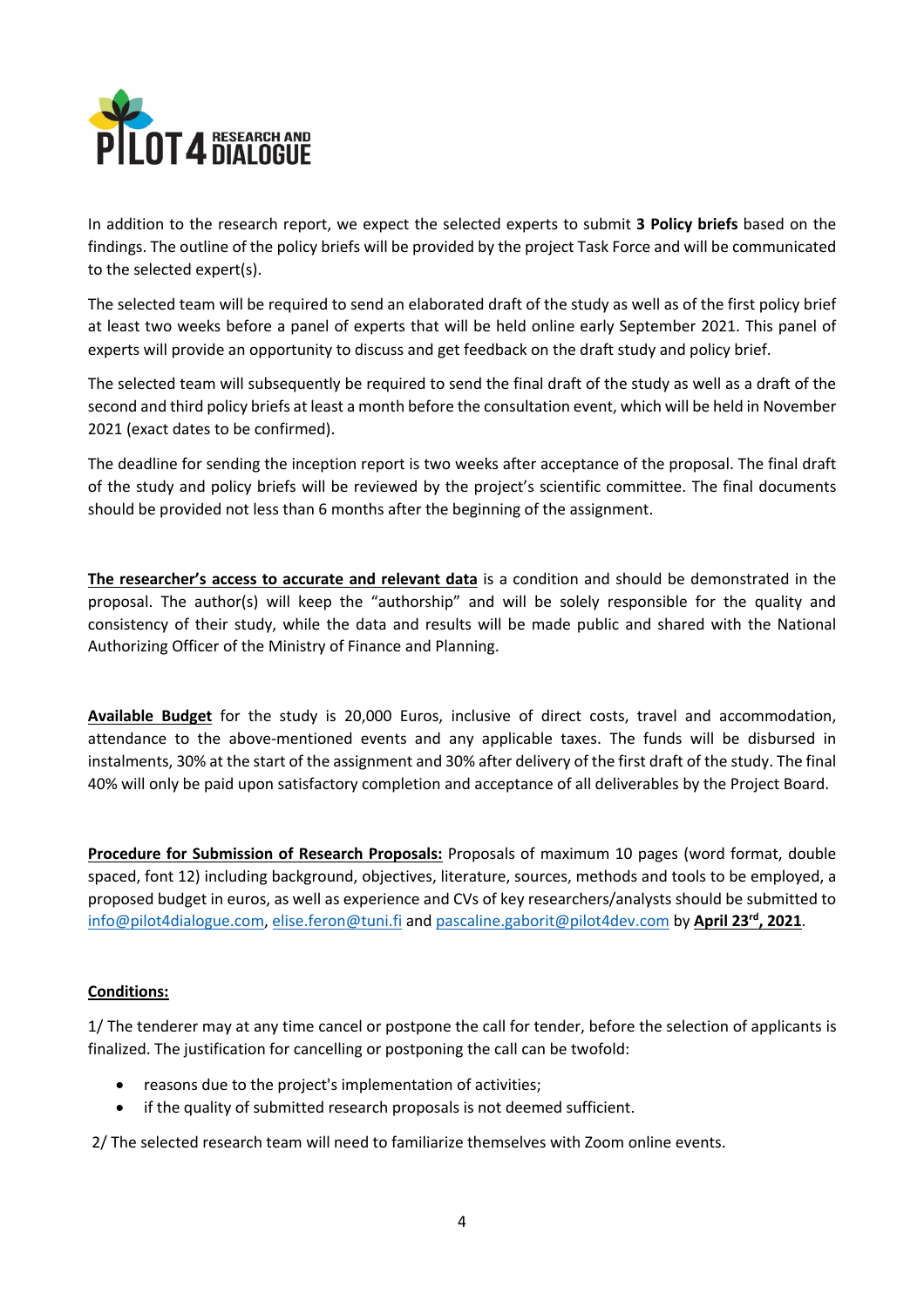In addition to the research report, we expect the selected experts to submit **3 Policy briefs** based on the findings. The outline of the policy briefs will be provided by the project Task Force and will be communicated to the selected expert(s).

The selected team will be required to send an elaborated draft of the study as well as of the first policy brief at least two weeks before a panel of experts that will be held online early September 2021. This panel of experts will provide an opportunity to discuss and get feedback on the draft study and policy brief.

The selected team will subsequently be required to send the final draft of the study as well as a draft of the second and third policy briefs at least a month before the consultation event, which will be held in November 2021 (exact dates to be confirmed).

The deadline for sending the inception report is two weeks after acceptance of the proposal. The final draft of the study and policy briefs will be reviewed by the project's scientific committee. The final documents should be provided not less than 6 months after the beginning of the assignment.

**The researcher's access to accurate and relevant data** is a condition and should be demonstrated in the proposal. The author(s) will keep the "authorship" and will be solely responsible for the quality and consistency of their study, while the data and results will be made public and shared with the National Authorizing Officer of the Ministry of Finance and Planning.

**Available Budget** for the study is 20,000 Euros, inclusive of direct costs, travel and accommodation, attendance to the above-mentioned events and any applicable taxes. The funds will be disbursed in instalments, 30% at the start of the assignment and 30% after delivery of the first draft of the study. The final 40% will only be paid upon satisfactory completion and acceptance of all deliverables by the Project Board.

**Procedure for Submission of Research Proposals:** Proposals of maximum 10 pages (word format, double spaced, font 12) including background, objectives, literature, sources, methods and tools to be employed, a proposed budget in euros, as well as experience and CVs of key researchers/analysts should be submitted to info@pilot4dialogue.com, elise.feron@tuni.fi and pascaline.gaborit@pilot4dev.com by **April 23rd, 2021**.

**Conditions:**

1/ The tenderer may at any time cancel or postpone the call for tender, before the selection of applicants is finalized. The justification for cancelling or postponing the call can be twofold:

- reasons due to the project's implementation of activities;
- if the quality of submitted research proposals is not deemed sufficient.

2/ The selected research team will need to familiarize themselves with Zoom online events.